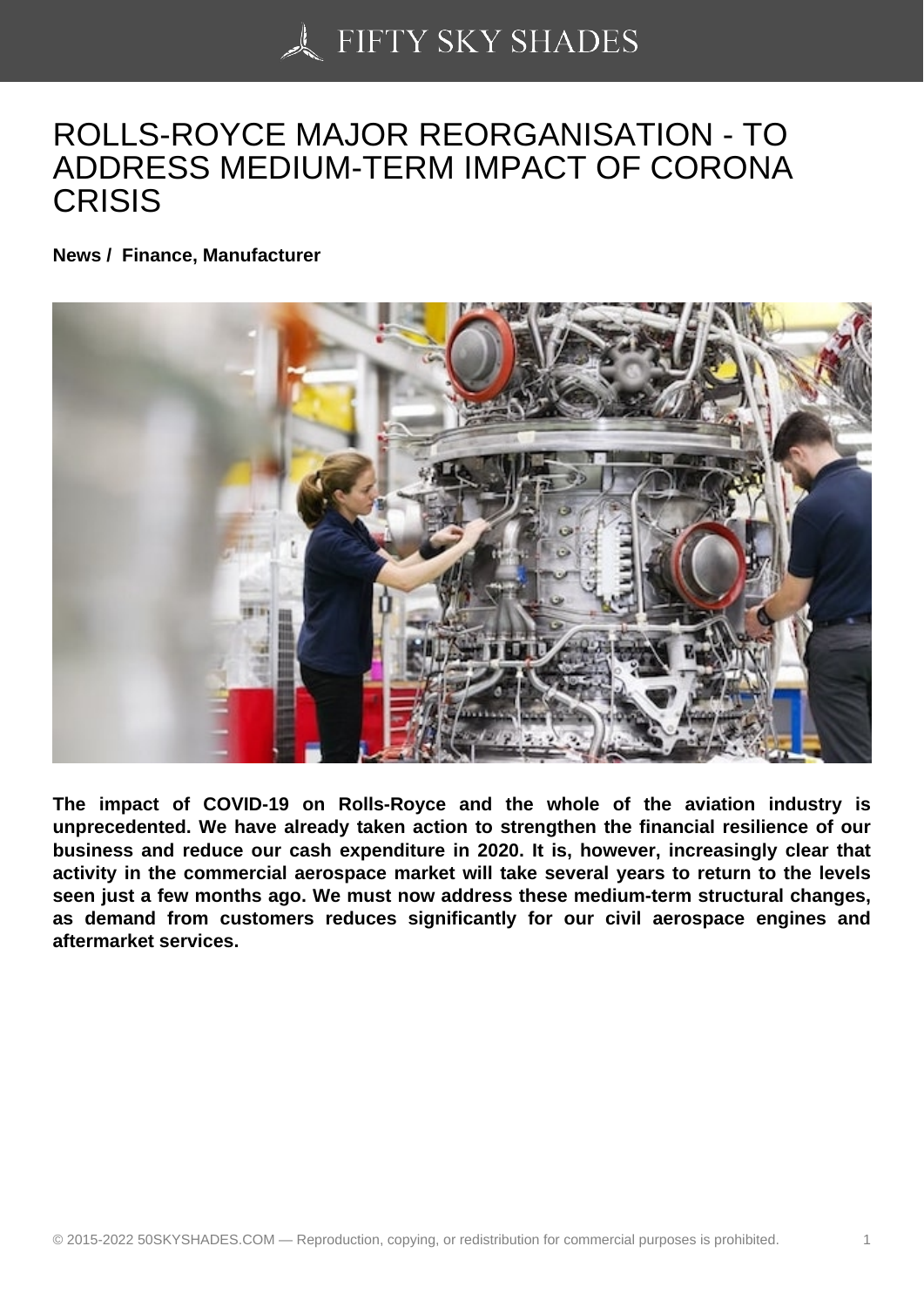# ROLLS-ROYCE MAJOR REORGANISATION - TO ADDRESS MEDIUM-TERM IMPACT OF CORONA CRISIS

**News / Finance, Manufacturer**

**The impact of COVID-19 on Rolls-Royce and the whole of the aviation industry is unprecedented. We have already taken action to strengthen the financial resilience of our business and reduce our cash expenditure in 2020. It is, however, increasingly clear that activity in the commercial aerospace market will take several years to return to the levels seen just a few months ago. We must now address these medium-term structural changes, as demand from customers reduces significantly for our civil aerospace engines and aftermarket services.**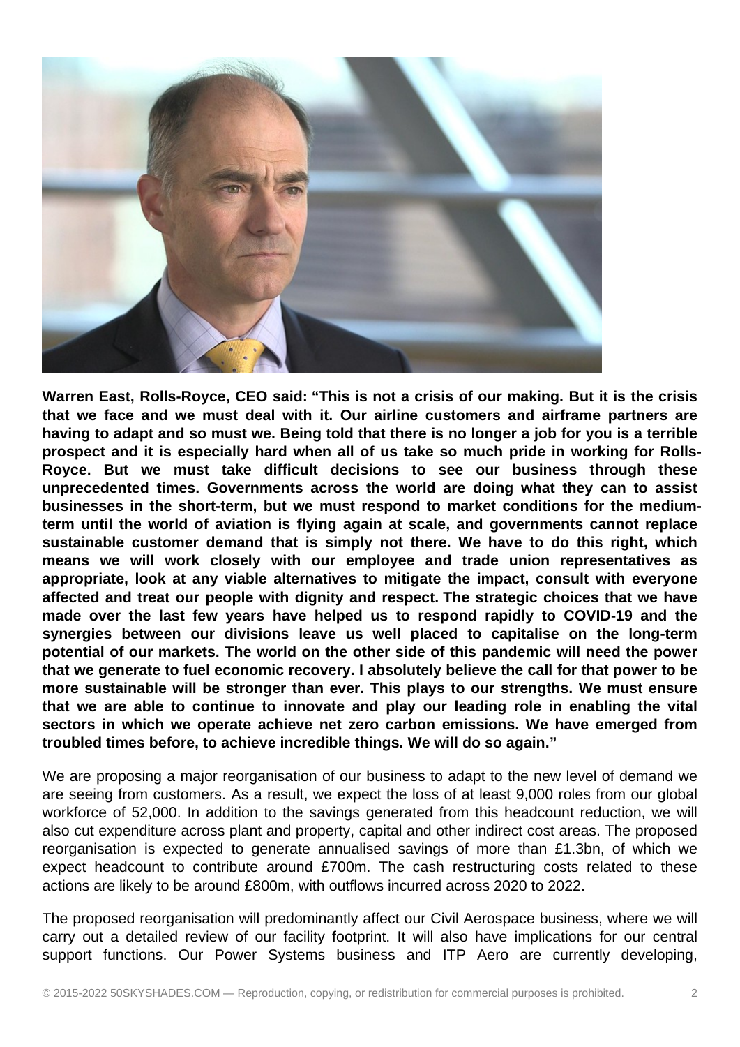**Warren East, Rolls-Royce, CEO said: "This is not a crisis of our making. But it is the crisis that we face and we must deal with it. Our airline customers and airframe partners are having to adapt and so must we. Being told that there is no longer a job for you is a terrible prospect and it is especially hard when all of us take so much pride in working for Rolls-Royce. But we must take difficult decisions to see our business through these unprecedented times. Governments across the world are doing what they can to assist businesses in the short-term, but we must respond to market conditions for the medium-term until the world of aviation is flying again at scale, and governments cannot replace sustainable customer demand that is simply not there. We have to do this right, which means we will work closely with our employee and trade union representatives as appropriate, look at any viable alternatives to mitigate the impact, consult with everyone affected and treat our people with dignity and respect. The strategic choices that we have made over the last few years have helped us to respond rapidly to COVID-19 and the synergies between our divisions leave us well placed to capitalise on the long-term potential of our markets. The world on the other side of this pandemic will need the power that we generate to fuel economic recovery. I absolutely believe the call for that power to be more sustainable will be stronger than ever. This plays to our strengths. We must ensure that we are able to continue to innovate and play our leading role in enabling the vital sectors in which we operate achieve net zero carbon emissions. We have emerged from troubled times before, to achieve incredible things. We will do so again."**

We are proposing a major reorganisation of our business to adapt to the new level of demand we are seeing from customers. As a result, we expect the loss of at least 9,000 roles from our global workforce of 52,000. In addition to the savings generated from this headcount reduction, we will also cut expenditure across plant and property, capital and other indirect cost areas. The proposed reorganisation is expected to generate annualised savings of more than £1.3bn, of which we expect headcount to contribute around £700m. The cash restructuring costs related to these actions are likely to be around £800m, with outflows incurred across 2020 to 2022.

The proposed reorganisation will predominantly affect our Civil Aerospace business, where we will carry out a detailed review of our facility footprint. It will also have implications for our central support functions. Our Power Systems business and ITP Aero are currently developing,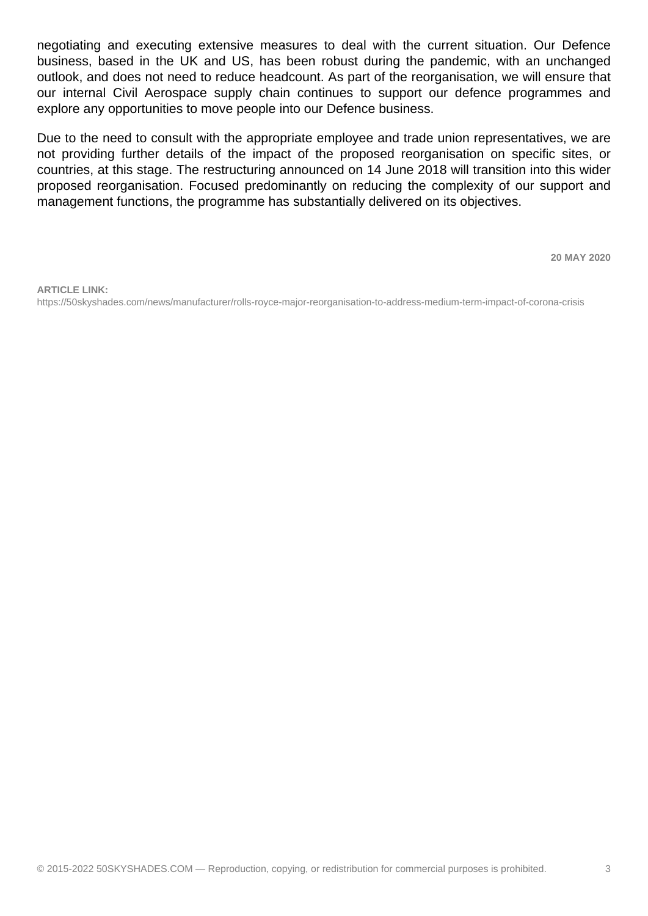negotiating and executing extensive measures to deal with the current situation. Our Defence business, based in the UK and US, has been robust during the pandemic, with an unchanged outlook, and does not need to reduce headcount. As part of the reorganisation, we will ensure that our internal Civil Aerospace supply chain continues to support our defence programmes and explore any opportunities to move people into our Defence business.

Due to the need to consult with the appropriate employee and trade union representatives, we are not providing further details of the impact of the proposed reorganisation on specific sites, or countries, at this stage. The restructuring announced on 14 June 2018 will transition into this wider proposed reorganisation. Focused predominantly on reducing the complexity of our support and management functions, the programme has substantially delivered on its objectives.

**20 MAY 2020**

**ARTICLE LINK:**
https://50skyshades.com/news/manufacturer/rolls-royce-major-reorganisation-to-address-medium-term-impact-of-corona-crisis